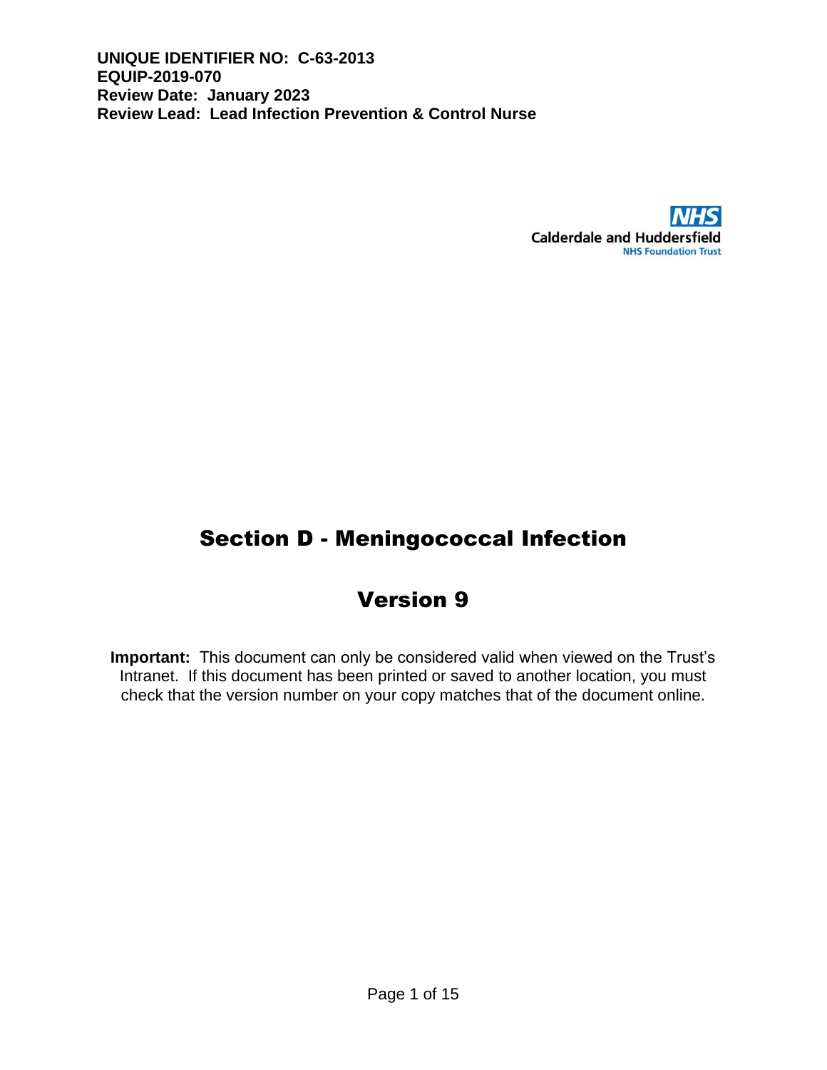**UNIQUE IDENTIFIER NO: C-63-2013**
**EQUIP-2019-070**
**Review Date: January 2023**
**Review Lead: Lead Infection Prevention & Control Nurse**

NHS
Calderdale and Huddersfield
NHS Foundation Trust

# Section D - Meningococcal Infection

# Version 9

**Important:** This document can only be considered valid when viewed on the Trust's Intranet. If this document has been printed or saved to another location, you must check that the version number on your copy matches that of the document online.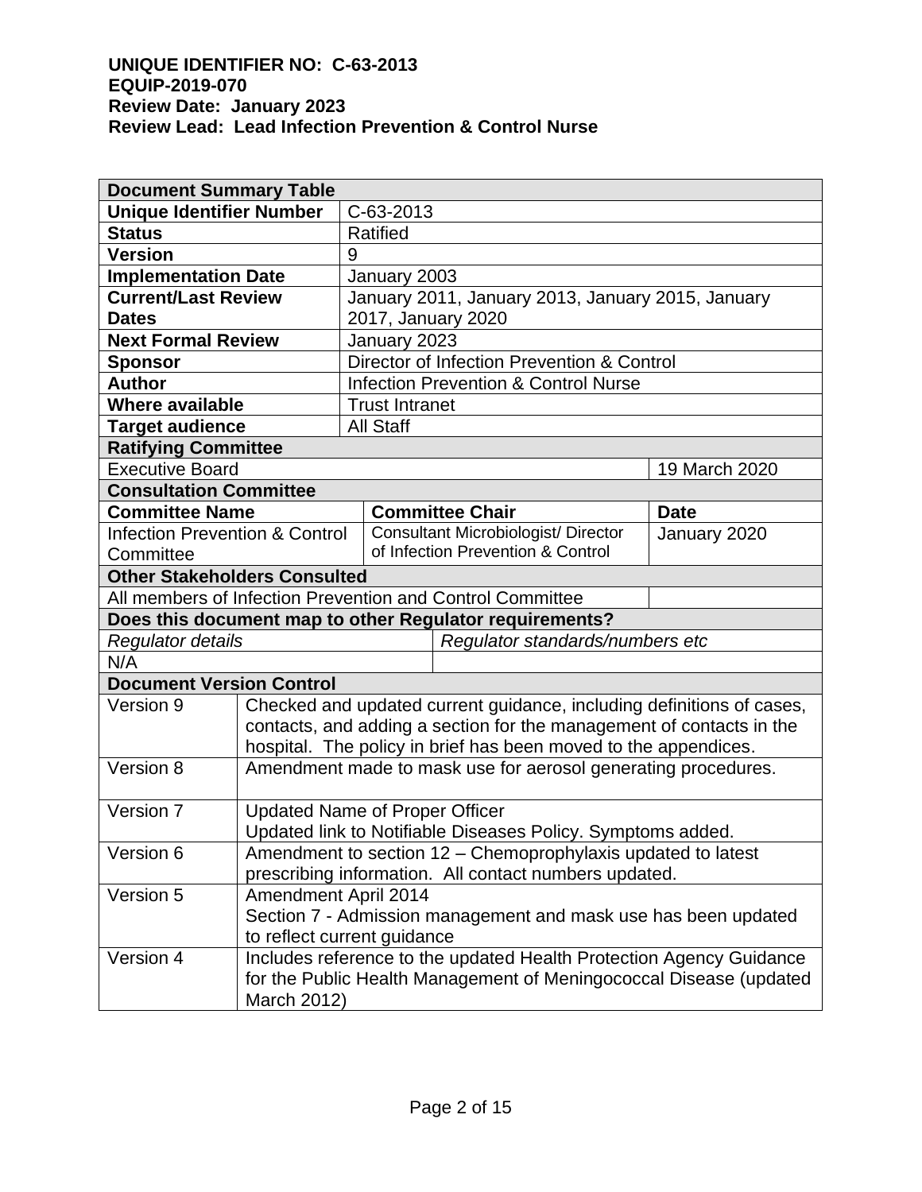**UNIQUE IDENTIFIER NO: C-63-2013**
**EQUIP-2019-070**
**Review Date: January 2023**
**Review Lead: Lead Infection Prevention & Control Nurse**

| **Document Summary Table** | | | |
|---|---|---|---|
| **Unique Identifier Number** | C-63-2013 | | |
| **Status** | Ratified | | |
| **Version** | 9 | | |
| **Implementation Date** | January 2003 | | |
| **Current/Last Review Dates** | January 2011, January 2013, January 2015, January 2017, January 2020 | | |
| **Next Formal Review** | January 2023 | | |
| **Sponsor** | Director of Infection Prevention & Control | | |
| **Author** | Infection Prevention & Control Nurse | | |
| **Where available** | Trust Intranet | | |
| **Target audience** | All Staff | | |
| **Ratifying Committee** | | | |
| Executive Board | | | 19 March 2020 |
| **Consultation Committee** | | | |
| **Committee Name** | **Committee Chair** | | **Date** |
| Infection Prevention & Control Committee | Consultant Microbiologist/ Director of Infection Prevention & Control | | January 2020 |
| **Other Stakeholders Consulted** | | | |
| All members of Infection Prevention and Control Committee | | | |
| **Does this document map to other Regulator requirements?** | | | |
| *Regulator details* | *Regulator standards/numbers etc* | | |
| N/A | | | |
| **Document Version Control** | | | |
| Version 9 | Checked and updated current guidance, including definitions of cases, contacts, and adding a section for the management of contacts in the hospital. The policy in brief has been moved to the appendices. | | |
| Version 8 | Amendment made to mask use for aerosol generating procedures. | | |
| Version 7 | Updated Name of Proper Officer<br>Updated link to Notifiable Diseases Policy. Symptoms added. | | |
| Version 6 | Amendment to section 12 – Chemoprophylaxis updated to latest prescribing information. All contact numbers updated. | | |
| Version 5 | Amendment April 2014<br>Section 7 - Admission management and mask use has been updated to reflect current guidance | | |
| Version 4 | Includes reference to the updated Health Protection Agency Guidance for the Public Health Management of Meningococcal Disease (updated March 2012) | | |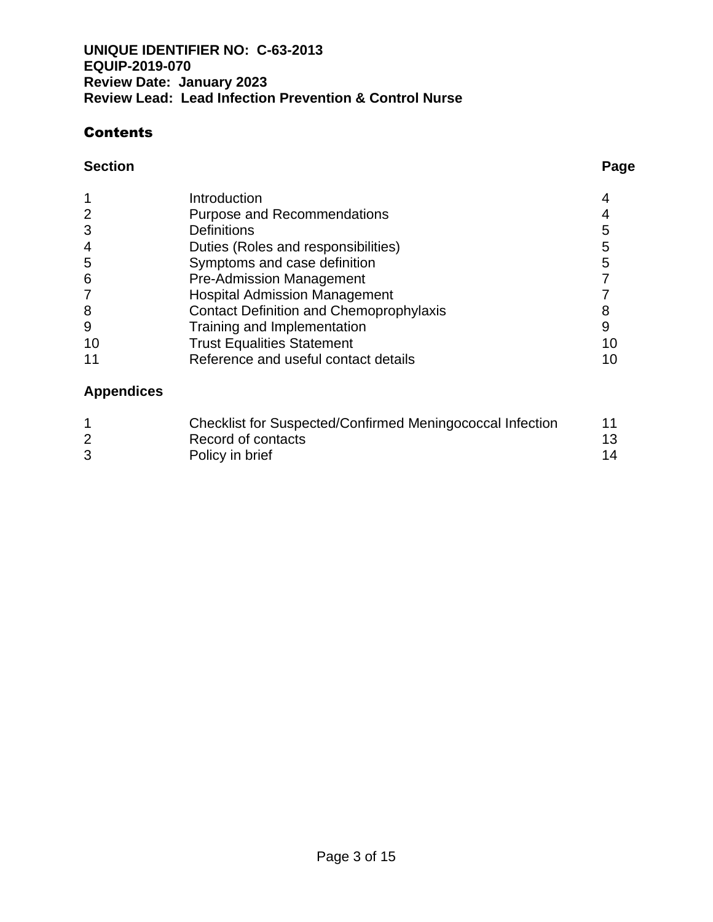**UNIQUE IDENTIFIER NO: C-63-2013**
**EQUIP-2019-070**
**Review Date: January 2023**
**Review Lead: Lead Infection Prevention & Control Nurse**

## Contents

| Section | | Page |
|---|---|---|
| 1 | Introduction | 4 |
| 2 | Purpose and Recommendations | 4 |
| 3 | Definitions | 5 |
| 4 | Duties (Roles and responsibilities) | 5 |
| 5 | Symptoms and case definition | 5 |
| 6 | Pre-Admission Management | 7 |
| 7 | Hospital Admission Management | 7 |
| 8 | Contact Definition and Chemoprophylaxis | 8 |
| 9 | Training and Implementation | 9 |
| 10 | Trust Equalities Statement | 10 |
| 11 | Reference and useful contact details | 10 |

**Appendices**

| | | |
|---|---|---|
| 1 | Checklist for Suspected/Confirmed Meningococcal Infection | 11 |
| 2 | Record of contacts | 13 |
| 3 | Policy in brief | 14 |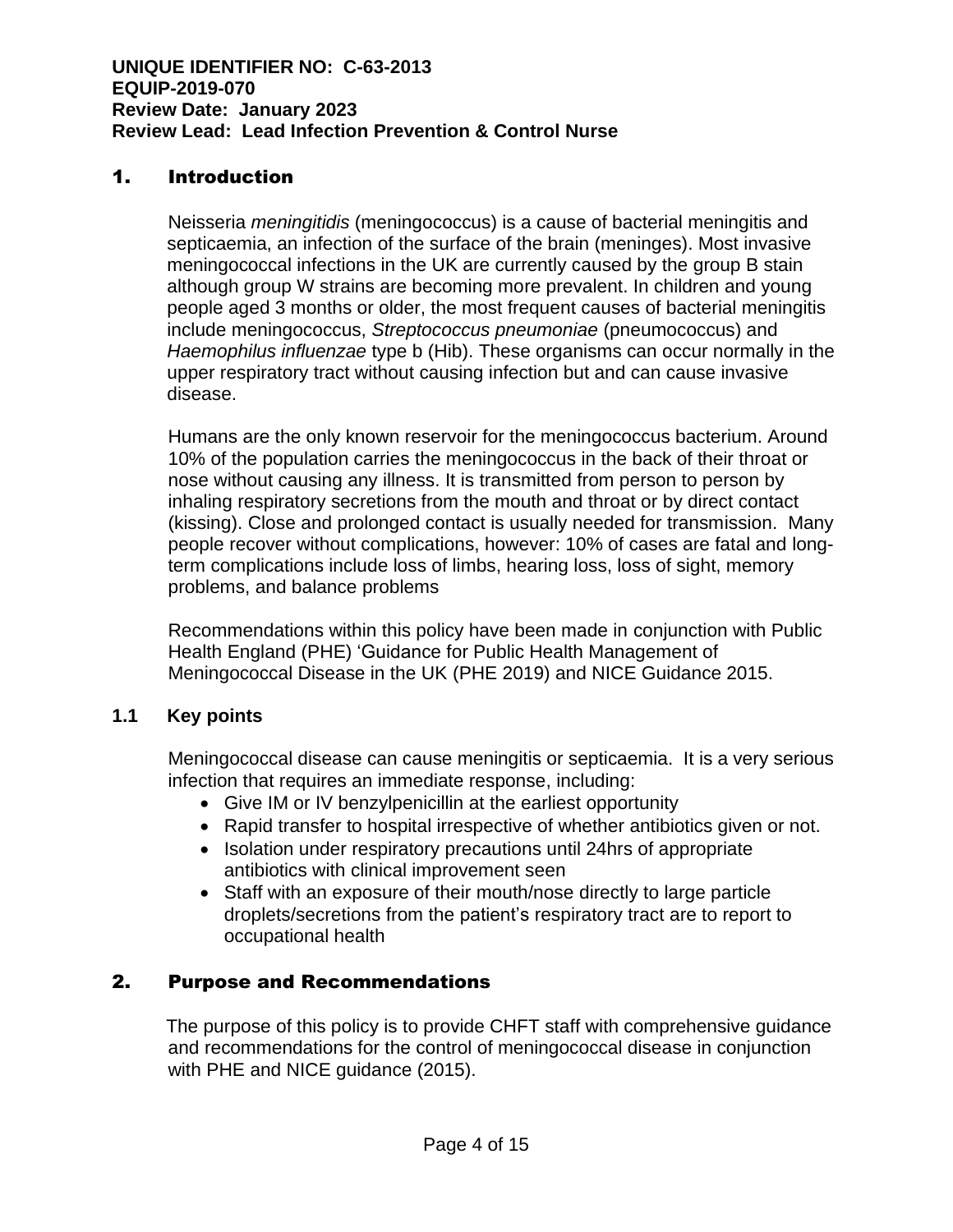**UNIQUE IDENTIFIER NO: C-63-2013**
**EQUIP-2019-070**
**Review Date: January 2023**
**Review Lead: Lead Infection Prevention & Control Nurse**

# 1. Introduction

Neisseria *meningitidis* (meningococcus) is a cause of bacterial meningitis and septicaemia, an infection of the surface of the brain (meninges). Most invasive meningococcal infections in the UK are currently caused by the group B stain although group W strains are becoming more prevalent. In children and young people aged 3 months or older, the most frequent causes of bacterial meningitis include meningococcus, *Streptococcus pneumoniae* (pneumococcus) and *Haemophilus influenzae* type b (Hib). These organisms can occur normally in the upper respiratory tract without causing infection but and can cause invasive disease.

Humans are the only known reservoir for the meningococcus bacterium. Around 10% of the population carries the meningococcus in the back of their throat or nose without causing any illness. It is transmitted from person to person by inhaling respiratory secretions from the mouth and throat or by direct contact (kissing). Close and prolonged contact is usually needed for transmission. Many people recover without complications, however: 10% of cases are fatal and long-term complications include loss of limbs, hearing loss, loss of sight, memory problems, and balance problems

Recommendations within this policy have been made in conjunction with Public Health England (PHE) 'Guidance for Public Health Management of Meningococcal Disease in the UK (PHE 2019) and NICE Guidance 2015.

## 1.1 Key points

Meningococcal disease can cause meningitis or septicaemia. It is a very serious infection that requires an immediate response, including:

- Give IM or IV benzylpenicillin at the earliest opportunity
- Rapid transfer to hospital irrespective of whether antibiotics given or not.
- Isolation under respiratory precautions until 24hrs of appropriate antibiotics with clinical improvement seen
- Staff with an exposure of their mouth/nose directly to large particle droplets/secretions from the patient's respiratory tract are to report to occupational health

# 2. Purpose and Recommendations

The purpose of this policy is to provide CHFT staff with comprehensive guidance and recommendations for the control of meningococcal disease in conjunction with PHE and NICE guidance (2015).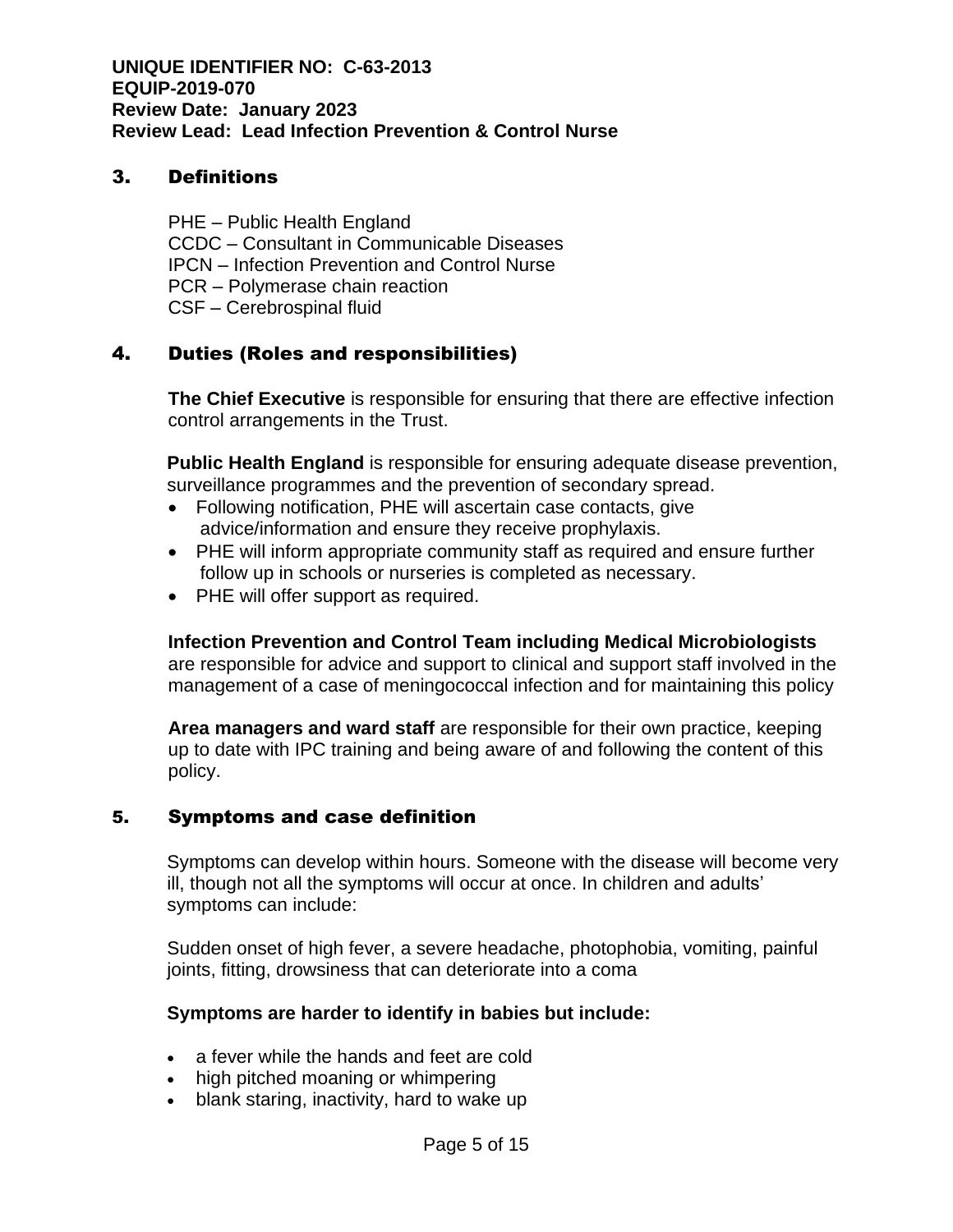## 3. Definitions

PHE – Public Health England
CCDC – Consultant in Communicable Diseases
IPCN – Infection Prevention and Control Nurse
PCR – Polymerase chain reaction
CSF – Cerebrospinal fluid

## 4. Duties (Roles and responsibilities)

**The Chief Executive** is responsible for ensuring that there are effective infection control arrangements in the Trust.

**Public Health England** is responsible for ensuring adequate disease prevention, surveillance programmes and the prevention of secondary spread.

- Following notification, PHE will ascertain case contacts, give advice/information and ensure they receive prophylaxis.
- PHE will inform appropriate community staff as required and ensure further follow up in schools or nurseries is completed as necessary.
- PHE will offer support as required.

**Infection Prevention and Control Team including Medical Microbiologists** are responsible for advice and support to clinical and support staff involved in the management of a case of meningococcal infection and for maintaining this policy

**Area managers and ward staff** are responsible for their own practice, keeping up to date with IPC training and being aware of and following the content of this policy.

## 5. Symptoms and case definition

Symptoms can develop within hours. Someone with the disease will become very ill, though not all the symptoms will occur at once. In children and adults' symptoms can include:

Sudden onset of high fever, a severe headache, photophobia, vomiting, painful joints, fitting, drowsiness that can deteriorate into a coma

**Symptoms are harder to identify in babies but include:**

- a fever while the hands and feet are cold
- high pitched moaning or whimpering
- blank staring, inactivity, hard to wake up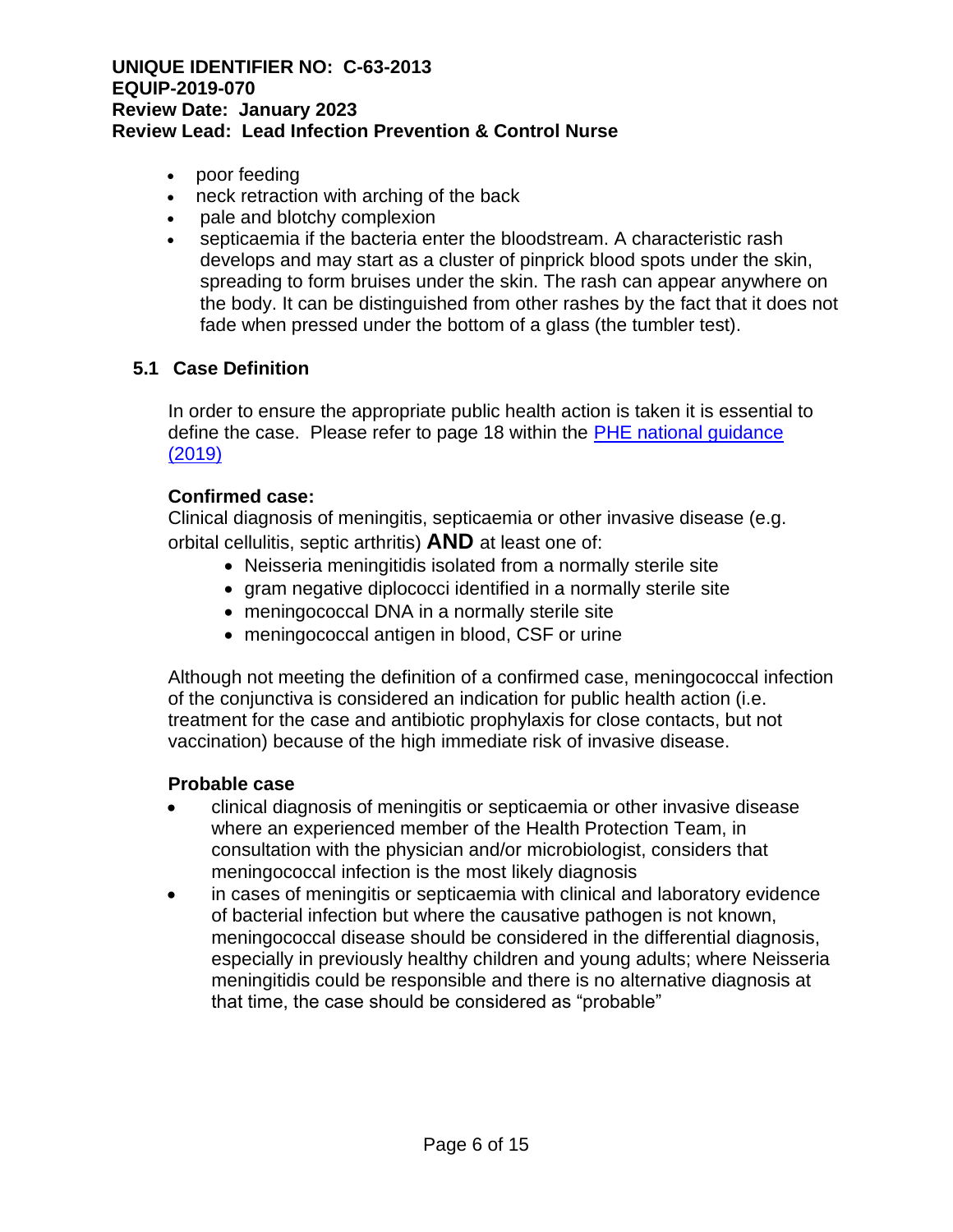- poor feeding
- neck retraction with arching of the back
- pale and blotchy complexion
- septicaemia if the bacteria enter the bloodstream. A characteristic rash develops and may start as a cluster of pinprick blood spots under the skin, spreading to form bruises under the skin. The rash can appear anywhere on the body. It can be distinguished from other rashes by the fact that it does not fade when pressed under the bottom of a glass (the tumbler test).

## 5.1 Case Definition

In order to ensure the appropriate public health action is taken it is essential to define the case. Please refer to page 18 within the PHE national guidance (2019)

**Confirmed case:**
Clinical diagnosis of meningitis, septicaemia or other invasive disease (e.g. orbital cellulitis, septic arthritis) **AND** at least one of:

- Neisseria meningitidis isolated from a normally sterile site
- gram negative diplococci identified in a normally sterile site
- meningococcal DNA in a normally sterile site
- meningococcal antigen in blood, CSF or urine

Although not meeting the definition of a confirmed case, meningococcal infection of the conjunctiva is considered an indication for public health action (i.e. treatment for the case and antibiotic prophylaxis for close contacts, but not vaccination) because of the high immediate risk of invasive disease.

**Probable case**

- clinical diagnosis of meningitis or septicaemia or other invasive disease where an experienced member of the Health Protection Team, in consultation with the physician and/or microbiologist, considers that meningococcal infection is the most likely diagnosis
- in cases of meningitis or septicaemia with clinical and laboratory evidence of bacterial infection but where the causative pathogen is not known, meningococcal disease should be considered in the differential diagnosis, especially in previously healthy children and young adults; where Neisseria meningitidis could be responsible and there is no alternative diagnosis at that time, the case should be considered as "probable"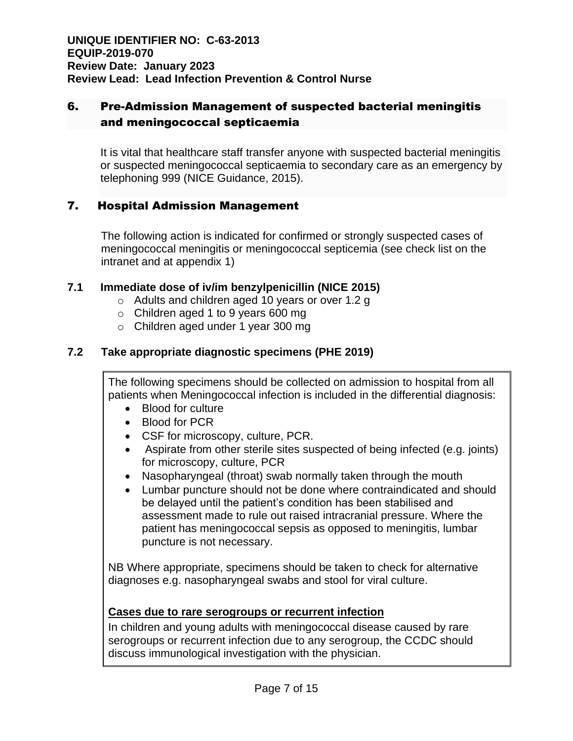## 6. Pre-Admission Management of suspected bacterial meningitis and meningococcal septicaemia

It is vital that healthcare staff transfer anyone with suspected bacterial meningitis or suspected meningococcal septicaemia to secondary care as an emergency by telephoning 999 (NICE Guidance, 2015).

## 7. Hospital Admission Management

The following action is indicated for confirmed or strongly suspected cases of meningococcal meningitis or meningococcal septicemia (see check list on the intranet and at appendix 1)

### 7.1 Immediate dose of iv/im benzylpenicillin (NICE 2015)

- Adults and children aged 10 years or over 1.2 g
- Children aged 1 to 9 years 600 mg
- Children aged under 1 year 300 mg

### 7.2 Take appropriate diagnostic specimens (PHE 2019)

The following specimens should be collected on admission to hospital from all patients when Meningococcal infection is included in the differential diagnosis:

- Blood for culture
- Blood for PCR
- CSF for microscopy, culture, PCR.
- Aspirate from other sterile sites suspected of being infected (e.g. joints) for microscopy, culture, PCR
- Nasopharyngeal (throat) swab normally taken through the mouth
- Lumbar puncture should not be done where contraindicated and should be delayed until the patient's condition has been stabilised and assessment made to rule out raised intracranial pressure. Where the patient has meningococcal sepsis as opposed to meningitis, lumbar puncture is not necessary.

NB Where appropriate, specimens should be taken to check for alternative diagnoses e.g. nasopharyngeal swabs and stool for viral culture.

**Cases due to rare serogroups or recurrent infection**

In children and young adults with meningococcal disease caused by rare serogroups or recurrent infection due to any serogroup, the CCDC should discuss immunological investigation with the physician.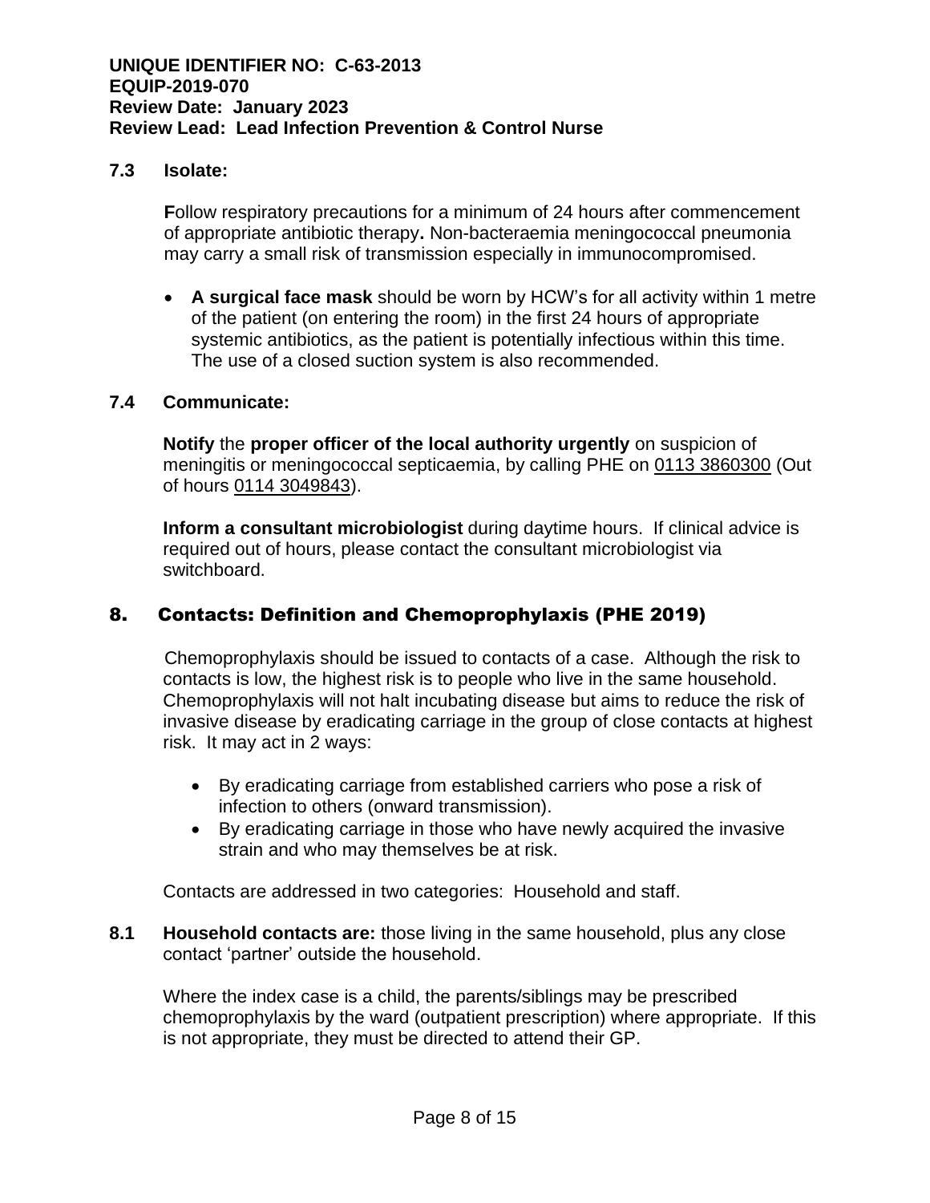### 7.3 Isolate:

**F**ollow respiratory precautions for a minimum of 24 hours after commencement of appropriate antibiotic therapy**.** Non-bacteraemia meningococcal pneumonia may carry a small risk of transmission especially in immunocompromised.

- **A surgical face mask** should be worn by HCW's for all activity within 1 metre of the patient (on entering the room) in the first 24 hours of appropriate systemic antibiotics, as the patient is potentially infectious within this time. The use of a closed suction system is also recommended.

### 7.4 Communicate:

**Notify** the **proper officer of the local authority urgently** on suspicion of meningitis or meningococcal septicaemia, by calling PHE on 0113 3860300 (Out of hours 0114 3049843).

**Inform a consultant microbiologist** during daytime hours. If clinical advice is required out of hours, please contact the consultant microbiologist via switchboard.

## 8. Contacts: Definition and Chemoprophylaxis (PHE 2019)

Chemoprophylaxis should be issued to contacts of a case. Although the risk to contacts is low, the highest risk is to people who live in the same household. Chemoprophylaxis will not halt incubating disease but aims to reduce the risk of invasive disease by eradicating carriage in the group of close contacts at highest risk. It may act in 2 ways:

- By eradicating carriage from established carriers who pose a risk of infection to others (onward transmission).
- By eradicating carriage in those who have newly acquired the invasive strain and who may themselves be at risk.

Contacts are addressed in two categories: Household and staff.

**8.1 Household contacts are:** those living in the same household, plus any close contact 'partner' outside the household.

Where the index case is a child, the parents/siblings may be prescribed chemoprophylaxis by the ward (outpatient prescription) where appropriate. If this is not appropriate, they must be directed to attend their GP.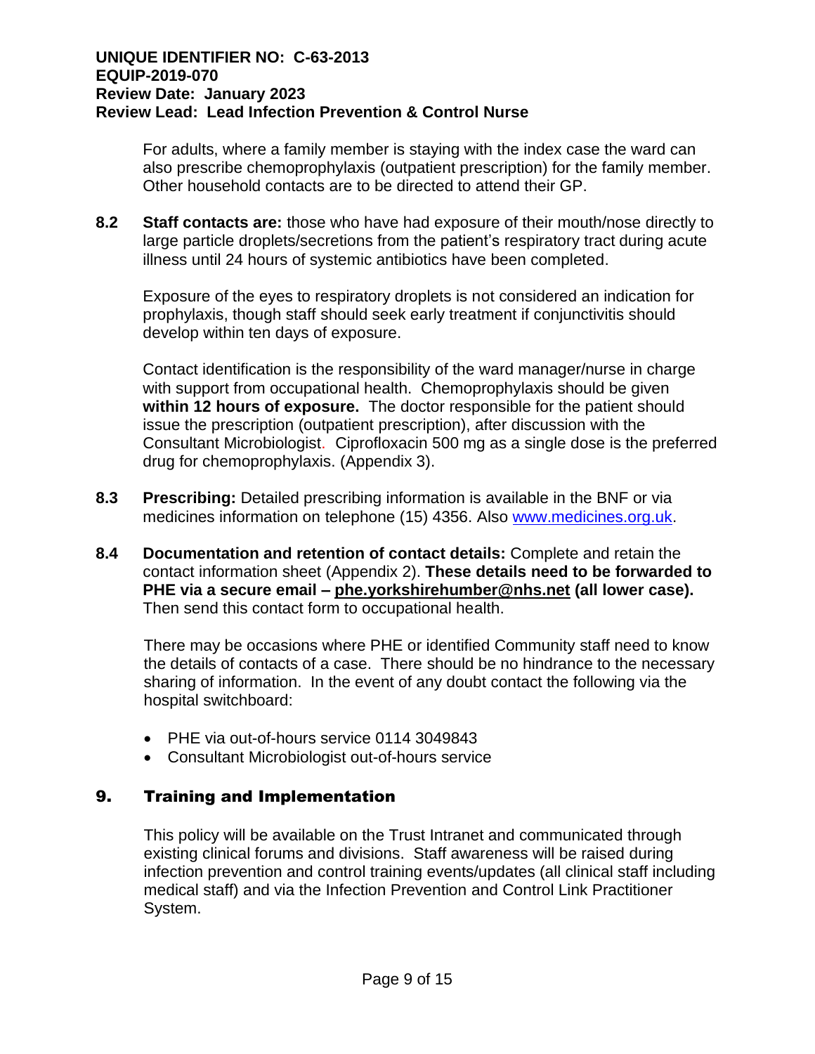For adults, where a family member is staying with the index case the ward can also prescribe chemoprophylaxis (outpatient prescription) for the family member. Other household contacts are to be directed to attend their GP.

**8.2 Staff contacts are:** those who have had exposure of their mouth/nose directly to large particle droplets/secretions from the patient's respiratory tract during acute illness until 24 hours of systemic antibiotics have been completed.

Exposure of the eyes to respiratory droplets is not considered an indication for prophylaxis, though staff should seek early treatment if conjunctivitis should develop within ten days of exposure.

Contact identification is the responsibility of the ward manager/nurse in charge with support from occupational health. Chemoprophylaxis should be given **within 12 hours of exposure.** The doctor responsible for the patient should issue the prescription (outpatient prescription), after discussion with the Consultant Microbiologist. Ciprofloxacin 500 mg as a single dose is the preferred drug for chemoprophylaxis. (Appendix 3).

**8.3 Prescribing:** Detailed prescribing information is available in the BNF or via medicines information on telephone (15) 4356. Also www.medicines.org.uk.

**8.4 Documentation and retention of contact details:** Complete and retain the contact information sheet (Appendix 2). **These details need to be forwarded to PHE via a secure email – phe.yorkshirehumber@nhs.net (all lower case).** Then send this contact form to occupational health.

There may be occasions where PHE or identified Community staff need to know the details of contacts of a case. There should be no hindrance to the necessary sharing of information. In the event of any doubt contact the following via the hospital switchboard:

- PHE via out-of-hours service 0114 3049843
- Consultant Microbiologist out-of-hours service

## 9. Training and Implementation

This policy will be available on the Trust Intranet and communicated through existing clinical forums and divisions. Staff awareness will be raised during infection prevention and control training events/updates (all clinical staff including medical staff) and via the Infection Prevention and Control Link Practitioner System.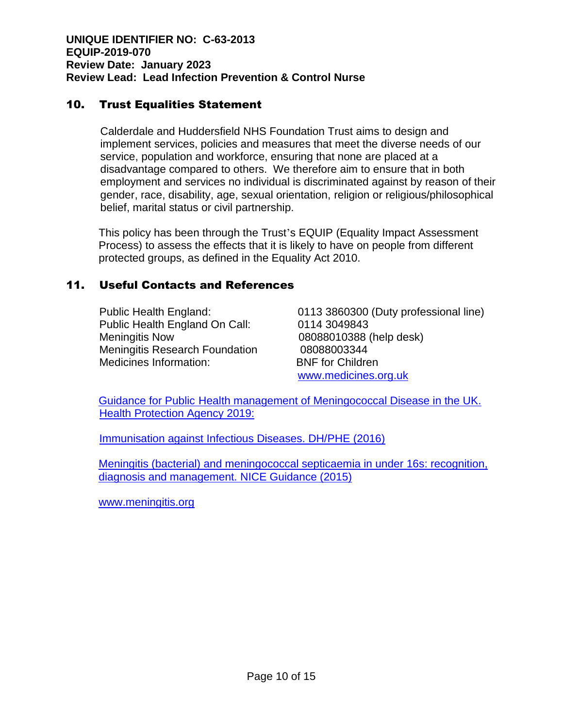## 10. Trust Equalities Statement

Calderdale and Huddersfield NHS Foundation Trust aims to design and implement services, policies and measures that meet the diverse needs of our service, population and workforce, ensuring that none are placed at a disadvantage compared to others. We therefore aim to ensure that in both employment and services no individual is discriminated against by reason of their gender, race, disability, age, sexual orientation, religion or religious/philosophical belief, marital status or civil partnership.

This policy has been through the Trust's EQUIP (Equality Impact Assessment Process) to assess the effects that it is likely to have on people from different protected groups, as defined in the Equality Act 2010.

## 11. Useful Contacts and References

| | |
|---|---|
| Public Health England: | 0113 3860300 (Duty professional line) |
| Public Health England On Call: | 0114 3049843 |
| Meningitis Now | 08088010388 (help desk) |
| Meningitis Research Foundation | 08088003344 |
| Medicines Information: | BNF for Children<br>www.medicines.org.uk |

Guidance for Public Health management of Meningococcal Disease in the UK. Health Protection Agency 2019:

Immunisation against Infectious Diseases. DH/PHE (2016)

Meningitis (bacterial) and meningococcal septicaemia in under 16s: recognition, diagnosis and management. NICE Guidance (2015)

www.meningitis.org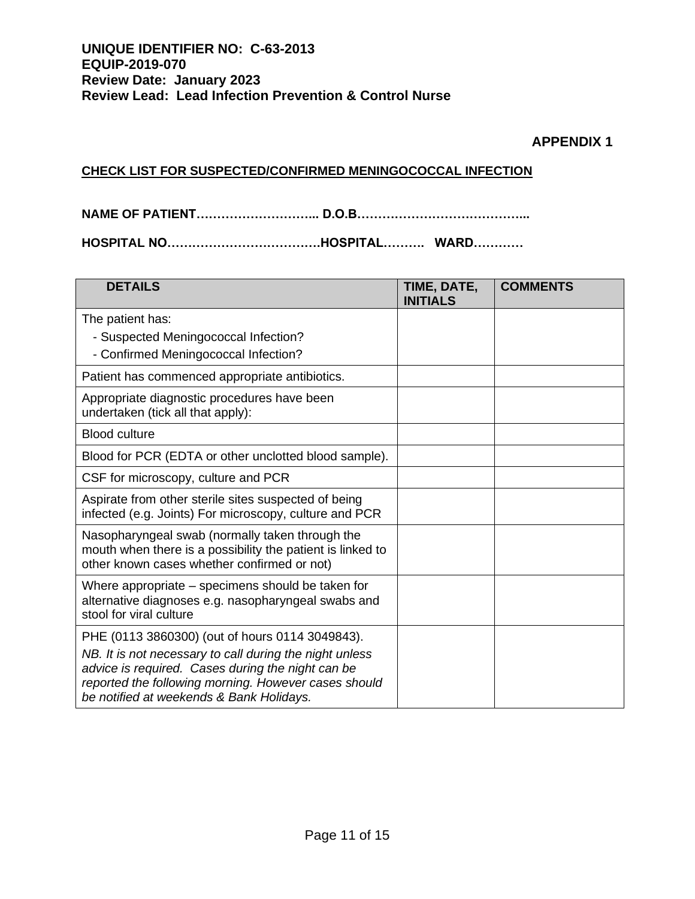**UNIQUE IDENTIFIER NO: C-63-2013**
**EQUIP-2019-070**
**Review Date: January 2023**
**Review Lead: Lead Infection Prevention & Control Nurse**

**APPENDIX 1**

## CHECK LIST FOR SUSPECTED/CONFIRMED MENINGOCOCCAL INFECTION

**NAME OF PATIENT……………………….. D.O.B…………………………………..**

**HOSPITAL NO……………………………….HOSPITAL………. WARD…………**

| DETAILS | TIME, DATE, INITIALS | COMMENTS |
|---|---|---|
| The patient has:<br>- Suspected Meningococcal Infection?<br>- Confirmed Meningococcal Infection? | | |
| Patient has commenced appropriate antibiotics. | | |
| Appropriate diagnostic procedures have been undertaken (tick all that apply): | | |
| Blood culture | | |
| Blood for PCR (EDTA or other unclotted blood sample). | | |
| CSF for microscopy, culture and PCR | | |
| Aspirate from other sterile sites suspected of being infected (e.g. Joints) For microscopy, culture and PCR | | |
| Nasopharyngeal swab (normally taken through the mouth when there is a possibility the patient is linked to other known cases whether confirmed or not) | | |
| Where appropriate – specimens should be taken for alternative diagnoses e.g. nasopharyngeal swabs and stool for viral culture | | |
| PHE (0113 3860300) (out of hours 0114 3049843).<br>*NB. It is not necessary to call during the night unless advice is required. Cases during the night can be reported the following morning. However cases should be notified at weekends & Bank Holidays.* | | |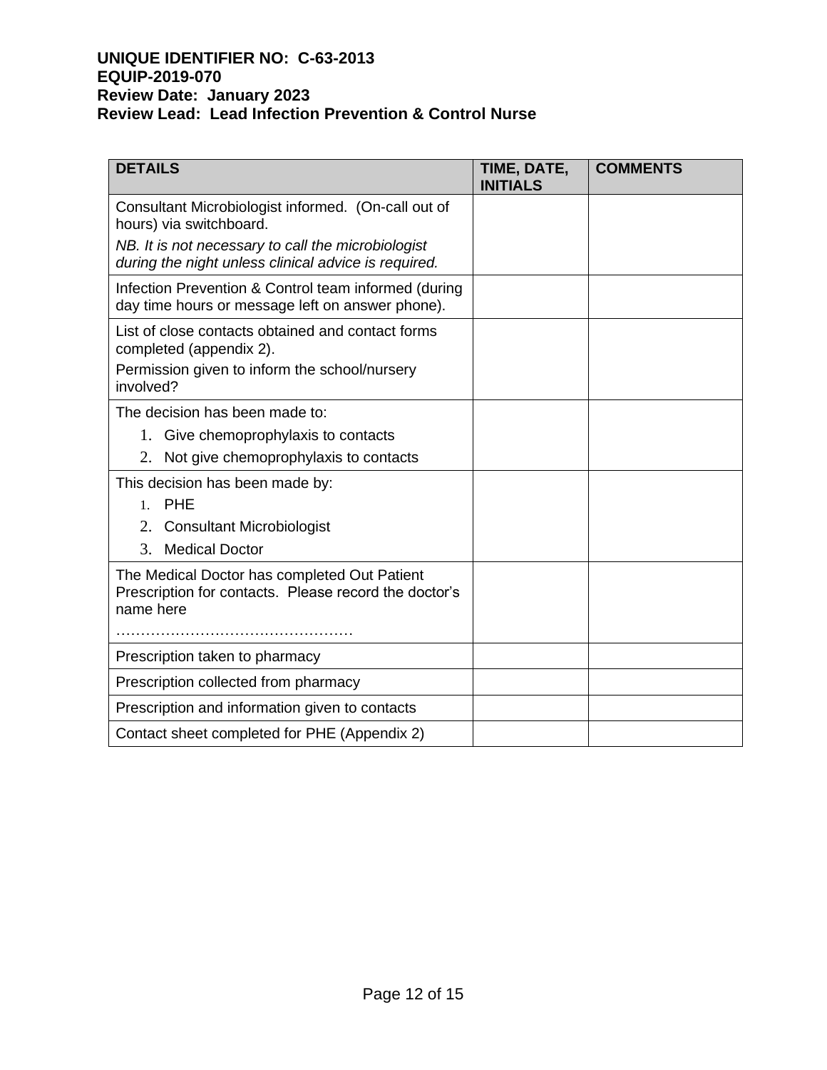| DETAILS | TIME, DATE, INITIALS | COMMENTS |
|---|---|---|
| Consultant Microbiologist informed. (On-call out of hours) via switchboard.<br>*NB. It is not necessary to call the microbiologist during the night unless clinical advice is required.* | | |
| Infection Prevention & Control team informed (during day time hours or message left on answer phone). | | |
| List of close contacts obtained and contact forms completed (appendix 2).<br>Permission given to inform the school/nursery involved? | | |
| The decision has been made to:<br>1. Give chemoprophylaxis to contacts<br>2. Not give chemoprophylaxis to contacts | | |
| This decision has been made by:<br>1. PHE<br>2. Consultant Microbiologist<br>3. Medical Doctor | | |
| The Medical Doctor has completed Out Patient Prescription for contacts. Please record the doctor's name here<br>………………………………………… | | |
| Prescription taken to pharmacy | | |
| Prescription collected from pharmacy | | |
| Prescription and information given to contacts | | |
| Contact sheet completed for PHE (Appendix 2) | | |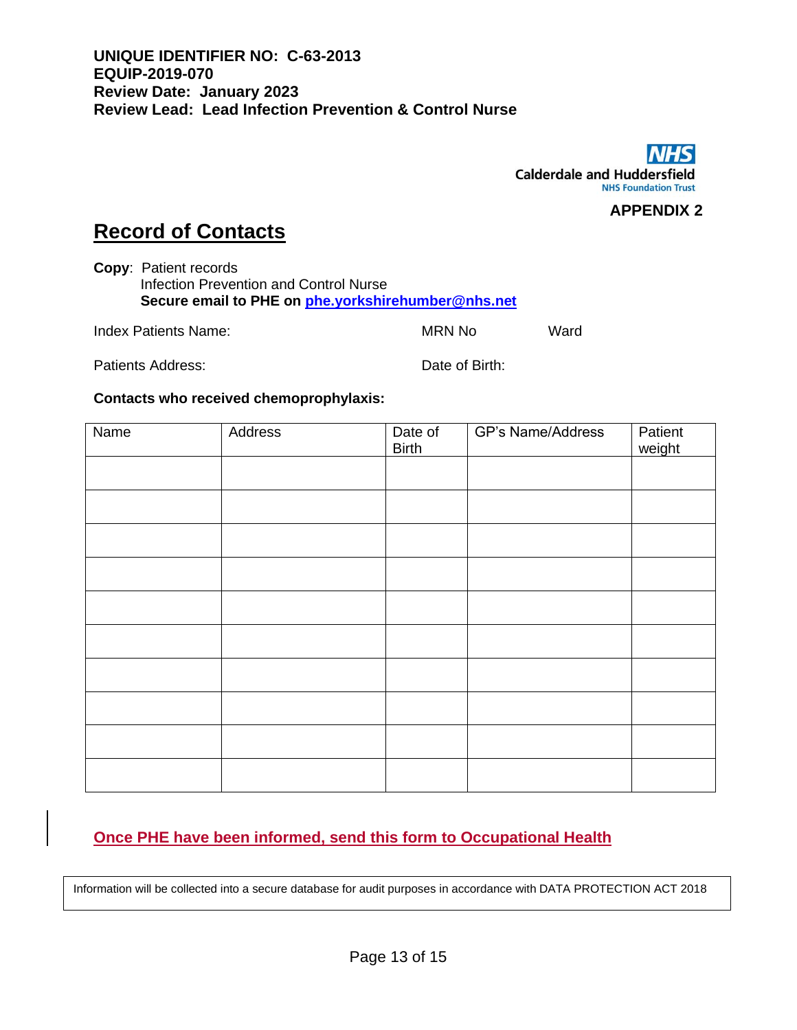**UNIQUE IDENTIFIER NO: C-63-2013**
**EQUIP-2019-070**
**Review Date: January 2023**
**Review Lead: Lead Infection Prevention & Control Nurse**

Calderdale and Huddersfield NHS Foundation Trust

**APPENDIX 2**

# Record of Contacts

**Copy**: Patient records
Infection Prevention and Control Nurse
**Secure email to PHE on phe.yorkshirehumber@nhs.net**

Index Patients Name: MRN No Ward

Patients Address: Date of Birth:

**Contacts who received chemoprophylaxis:**

| Name | Address | Date of Birth | GP's Name/Address | Patient weight |
|---|---|---|---|---|
| | | | | |
| | | | | |
| | | | | |
| | | | | |
| | | | | |
| | | | | |
| | | | | |
| | | | | |
| | | | | |
| | | | | |

**Once PHE have been informed, send this form to Occupational Health**

Information will be collected into a secure database for audit purposes in accordance with DATA PROTECTION ACT 2018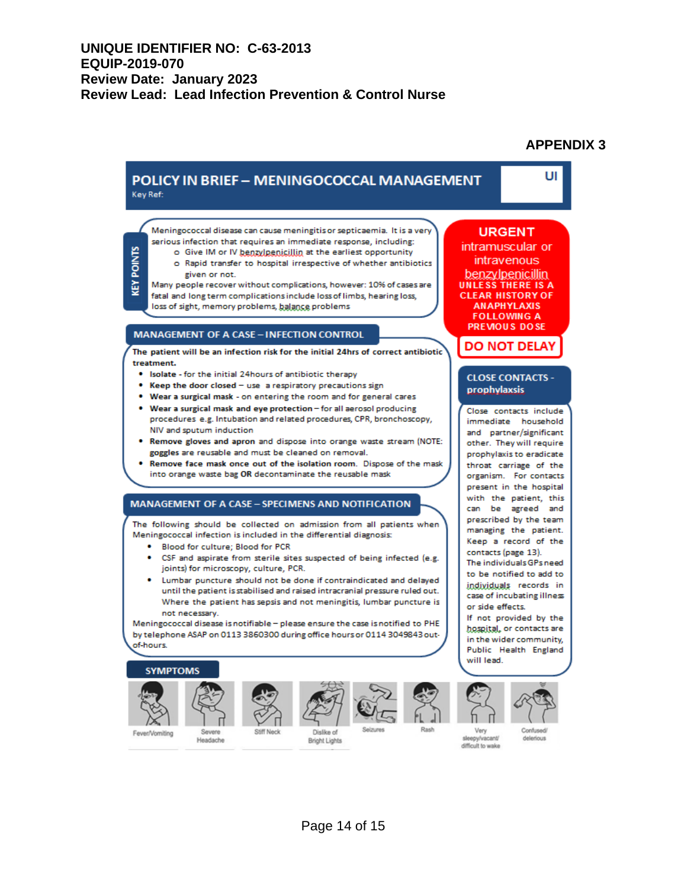**UNIQUE IDENTIFIER NO: C-63-2013**
**EQUIP-2019-070**
**Review Date: January 2023**
**Review Lead: Lead Infection Prevention & Control Nurse**

**APPENDIX 3**

# POLICY IN BRIEF – MENINGOCOCCAL MANAGEMENT

UI

Key Ref:

## KEY POINTS

Meningococcal disease can cause meningitis or septicaemia. It is a very serious infection that requires an immediate response, including:

- Give IM or IV benzylpenicillin at the earliest opportunity
- Rapid transfer to hospital irrespective of whether antibiotics given or not.

Many people recover without complications, however: 10% of cases are fatal and long term complications include loss of limbs, hearing loss, loss of sight, memory problems, balance problems

**URGENT**

intramuscular or intravenous benzylpenicillin

**UNLESS THERE IS A CLEAR HISTORY OF ANAPHYLAXIS FOLLOWING A PREVIOUS DOSE**

**DO NOT DELAY**

## MANAGEMENT OF A CASE – INFECTION CONTROL

**The patient will be an infection risk for the initial 24hrs of correct antibiotic treatment.**

- **Isolate** - for the initial 24hours of antibiotic therapy
- **Keep the door closed** – use a respiratory precautions sign
- **Wear a surgical mask** - on entering the room and for general cares
- **Wear a surgical mask and eye protection** – for all aerosol producing procedures e.g. Intubation and related procedures, CPR, bronchoscopy, NIV and sputum induction
- **Remove gloves and apron** and dispose into orange waste stream (NOTE: **goggles** are reusable and must be cleaned on removal.
- **Remove face mask once out of the isolation room.** Dispose of the mask into orange waste bag **OR** decontaminate the reusable mask

## MANAGEMENT OF A CASE – SPECIMENS AND NOTIFICATION

The following should be collected on admission from all patients when Meningococcal infection is included in the differential diagnosis:

- Blood for culture; Blood for PCR
- CSF and aspirate from sterile sites suspected of being infected (e.g. joints) for microscopy, culture, PCR.
- Lumbar puncture should not be done if contraindicated and delayed until the patient is stabilised and raised intracranial pressure ruled out. Where the patient has sepsis and not meningitis, lumbar puncture is not necessary.

Meningococcal disease is notifiable – please ensure the case is notified to PHE by telephone ASAP on 0113 3860300 during office hours or 0114 3049843 out-of-hours.

## CLOSE CONTACTS - prophylaxis

Close contacts include immediate household and partner/significant other. They will require prophylaxis to eradicate throat carriage of the organism. For contacts present in the hospital with the patient, this can be agreed and prescribed by the team managing the patient. Keep a record of the contacts (page 13).

The individuals GPs need to be notified to add to individuals records in case of incubating illness or side effects.

If not provided by the hospital, or contacts are in the wider community, Public Health England will lead.

## SYMPTOMS

Fever/Vomiting

Severe Headache

Stiff Neck

Dislike of Bright Lights

Seizures

Rash

Very sleepy/vacant/ difficult to wake

Confused/ delerious